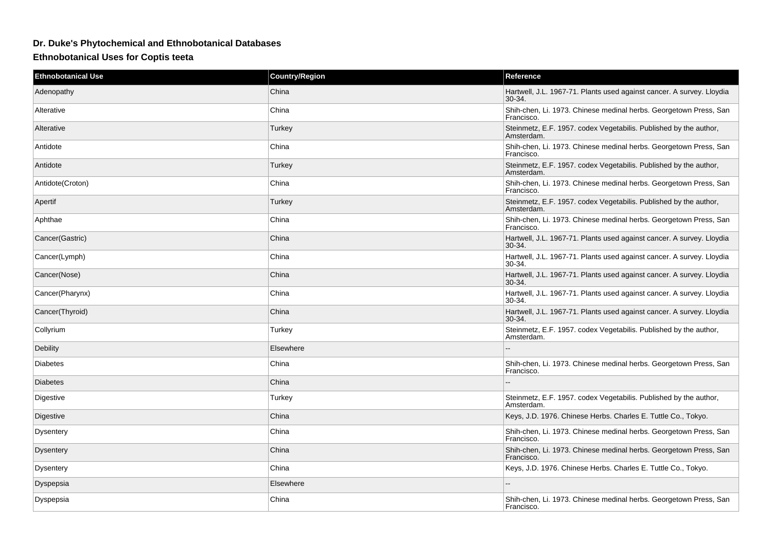## Dr. Duke's Phytochemical and Ethnobotanical Databases

### Ethnobotanical Uses for Coptis teeta

| Ethnobotanical Use | Country/Region | Reference |
| --- | --- | --- |
| Adenopathy | China | Hartwell, J.L. 1967-71. Plants used against cancer. A survey. Lloydia 30-34. |
| Alterative | China | Shih-chen, Li. 1973. Chinese medinal herbs. Georgetown Press, San Francisco. |
| Alterative | Turkey | Steinmetz, E.F. 1957. codex Vegetabilis. Published by the author, Amsterdam. |
| Antidote | China | Shih-chen, Li. 1973. Chinese medinal herbs. Georgetown Press, San Francisco. |
| Antidote | Turkey | Steinmetz, E.F. 1957. codex Vegetabilis. Published by the author, Amsterdam. |
| Antidote(Croton) | China | Shih-chen, Li. 1973. Chinese medinal herbs. Georgetown Press, San Francisco. |
| Apertif | Turkey | Steinmetz, E.F. 1957. codex Vegetabilis. Published by the author, Amsterdam. |
| Aphthae | China | Shih-chen, Li. 1973. Chinese medinal herbs. Georgetown Press, San Francisco. |
| Cancer(Gastric) | China | Hartwell, J.L. 1967-71. Plants used against cancer. A survey. Lloydia 30-34. |
| Cancer(Lymph) | China | Hartwell, J.L. 1967-71. Plants used against cancer. A survey. Lloydia 30-34. |
| Cancer(Nose) | China | Hartwell, J.L. 1967-71. Plants used against cancer. A survey. Lloydia 30-34. |
| Cancer(Pharynx) | China | Hartwell, J.L. 1967-71. Plants used against cancer. A survey. Lloydia 30-34. |
| Cancer(Thyroid) | China | Hartwell, J.L. 1967-71. Plants used against cancer. A survey. Lloydia 30-34. |
| Collyrium | Turkey | Steinmetz, E.F. 1957. codex Vegetabilis. Published by the author, Amsterdam. |
| Debility | Elsewhere | -- |
| Diabetes | China | Shih-chen, Li. 1973. Chinese medinal herbs. Georgetown Press, San Francisco. |
| Diabetes | China | -- |
| Digestive | Turkey | Steinmetz, E.F. 1957. codex Vegetabilis. Published by the author, Amsterdam. |
| Digestive | China | Keys, J.D. 1976. Chinese Herbs. Charles E. Tuttle Co., Tokyo. |
| Dysentery | China | Shih-chen, Li. 1973. Chinese medinal herbs. Georgetown Press, San Francisco. |
| Dysentery | China | Shih-chen, Li. 1973. Chinese medinal herbs. Georgetown Press, San Francisco. |
| Dysentery | China | Keys, J.D. 1976. Chinese Herbs. Charles E. Tuttle Co., Tokyo. |
| Dyspepsia | Elsewhere | -- |
| Dyspepsia | China | Shih-chen, Li. 1973. Chinese medinal herbs. Georgetown Press, San Francisco. |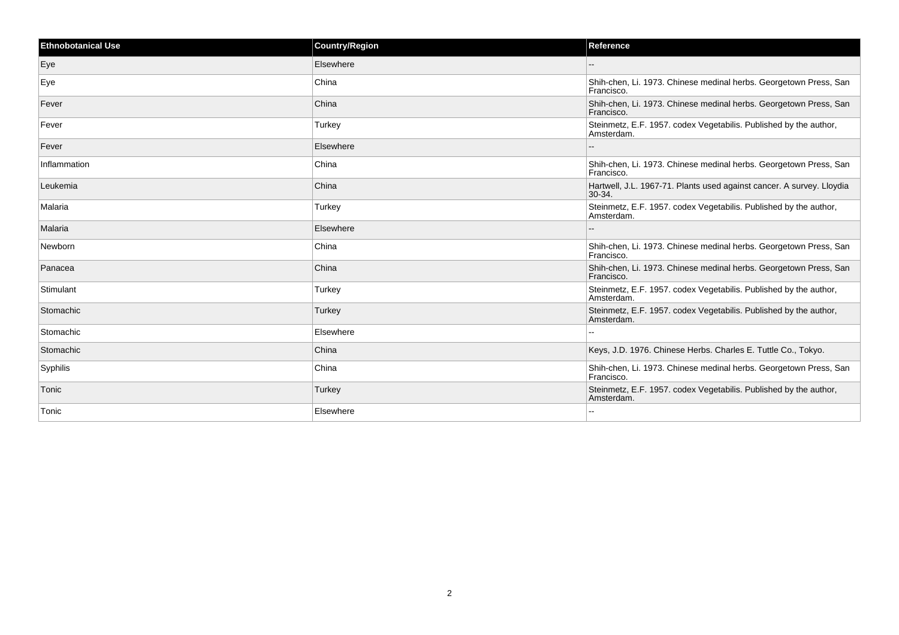| Ethnobotanical Use | Country/Region | Reference |
|---|---|---|
| Eye | Elsewhere | -- |
| Eye | China | Shih-chen, Li. 1973. Chinese medinal herbs. Georgetown Press, San Francisco. |
| Fever | China | Shih-chen, Li. 1973. Chinese medinal herbs. Georgetown Press, San Francisco. |
| Fever | Turkey | Steinmetz, E.F. 1957. codex Vegetabilis. Published by the author, Amsterdam. |
| Fever | Elsewhere | -- |
| Inflammation | China | Shih-chen, Li. 1973. Chinese medinal herbs. Georgetown Press, San Francisco. |
| Leukemia | China | Hartwell, J.L. 1967-71. Plants used against cancer. A survey. Lloydia 30-34. |
| Malaria | Turkey | Steinmetz, E.F. 1957. codex Vegetabilis. Published by the author, Amsterdam. |
| Malaria | Elsewhere | -- |
| Newborn | China | Shih-chen, Li. 1973. Chinese medinal herbs. Georgetown Press, San Francisco. |
| Panacea | China | Shih-chen, Li. 1973. Chinese medinal herbs. Georgetown Press, San Francisco. |
| Stimulant | Turkey | Steinmetz, E.F. 1957. codex Vegetabilis. Published by the author, Amsterdam. |
| Stomachic | Turkey | Steinmetz, E.F. 1957. codex Vegetabilis. Published by the author, Amsterdam. |
| Stomachic | Elsewhere | -- |
| Stomachic | China | Keys, J.D. 1976. Chinese Herbs. Charles E. Tuttle Co., Tokyo. |
| Syphilis | China | Shih-chen, Li. 1973. Chinese medinal herbs. Georgetown Press, San Francisco. |
| Tonic | Turkey | Steinmetz, E.F. 1957. codex Vegetabilis. Published by the author, Amsterdam. |
| Tonic | Elsewhere | -- |